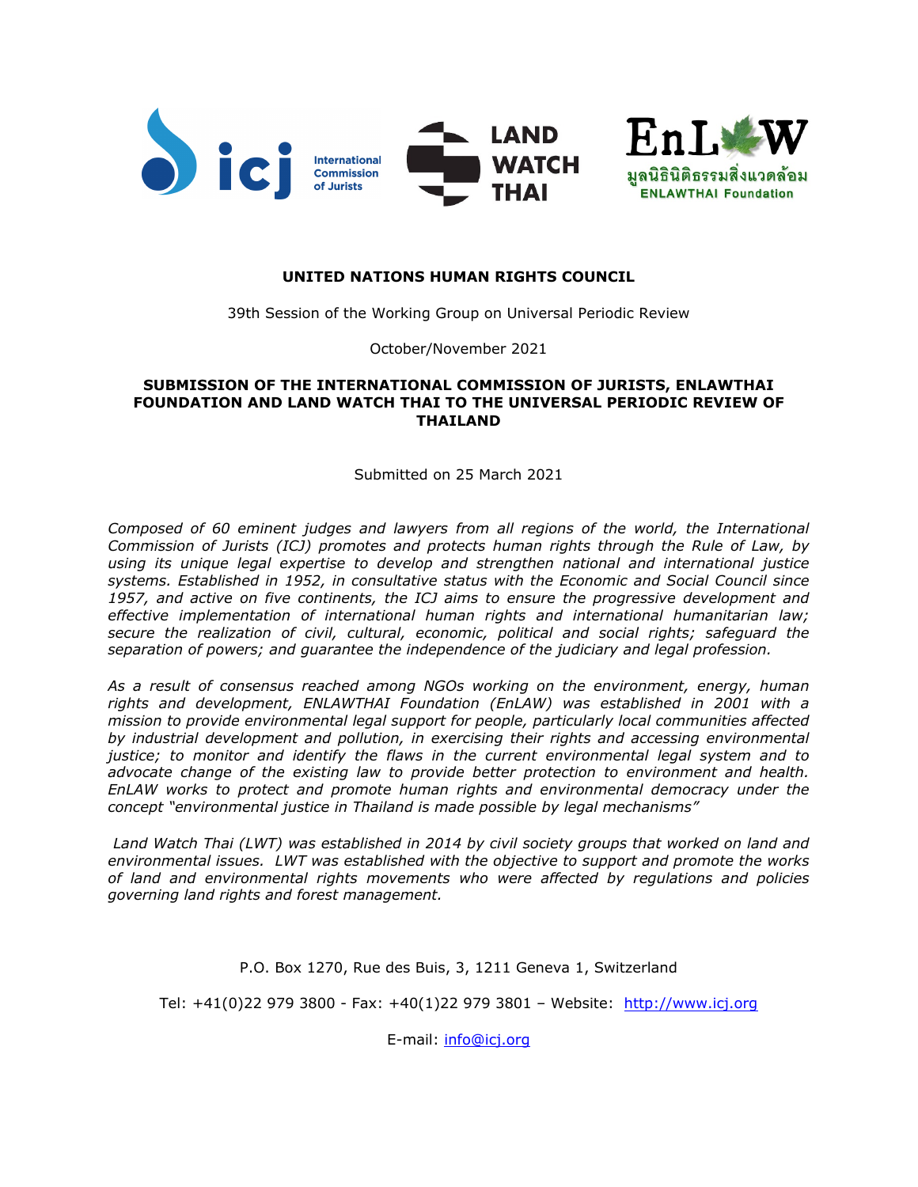**UNITED NATIONS HUMAN RIGHTS COUNCIL**

39th Session of the Working Group on Universal Periodic Review

October/November 2021

**SUBMISSION OF THE INTERNATIONAL COMMISSION OF JURISTS, ENLAWTHAI FOUNDATION AND LAND WATCH THAI TO THE UNIVERSAL PERIODIC REVIEW OF THAILAND**

Submitted on 25 March 2021

*Composed of 60 eminent judges and lawyers from all regions of the world, the International Commission of Jurists (ICJ) promotes and protects human rights through the Rule of Law, by using its unique legal expertise to develop and strengthen national and international justice systems. Established in 1952, in consultative status with the Economic and Social Council since 1957, and active on five continents, the ICJ aims to ensure the progressive development and effective implementation of international human rights and international humanitarian law; secure the realization of civil, cultural, economic, political and social rights; safeguard the separation of powers; and guarantee the independence of the judiciary and legal profession.*

*As a result of consensus reached among NGOs working on the environment, energy, human rights and development, ENLAWTHAI Foundation (EnLAW) was established in 2001 with a mission to provide environmental legal support for people, particularly local communities affected by industrial development and pollution, in exercising their rights and accessing environmental justice; to monitor and identify the flaws in the current environmental legal system and to advocate change of the existing law to provide better protection to environment and health. EnLAW works to protect and promote human rights and environmental democracy under the concept "environmental justice in Thailand is made possible by legal mechanisms"*

*Land Watch Thai (LWT) was established in 2014 by civil society groups that worked on land and environmental issues. LWT was established with the objective to support and promote the works of land and environmental rights movements who were affected by regulations and policies governing land rights and forest management.*

P.O. Box 1270, Rue des Buis, 3, 1211 Geneva 1, Switzerland

Tel: +41(0)22 979 3800 - Fax: +40(1)22 979 3801 – Website: http://www.icj.org

E-mail: info@icj.org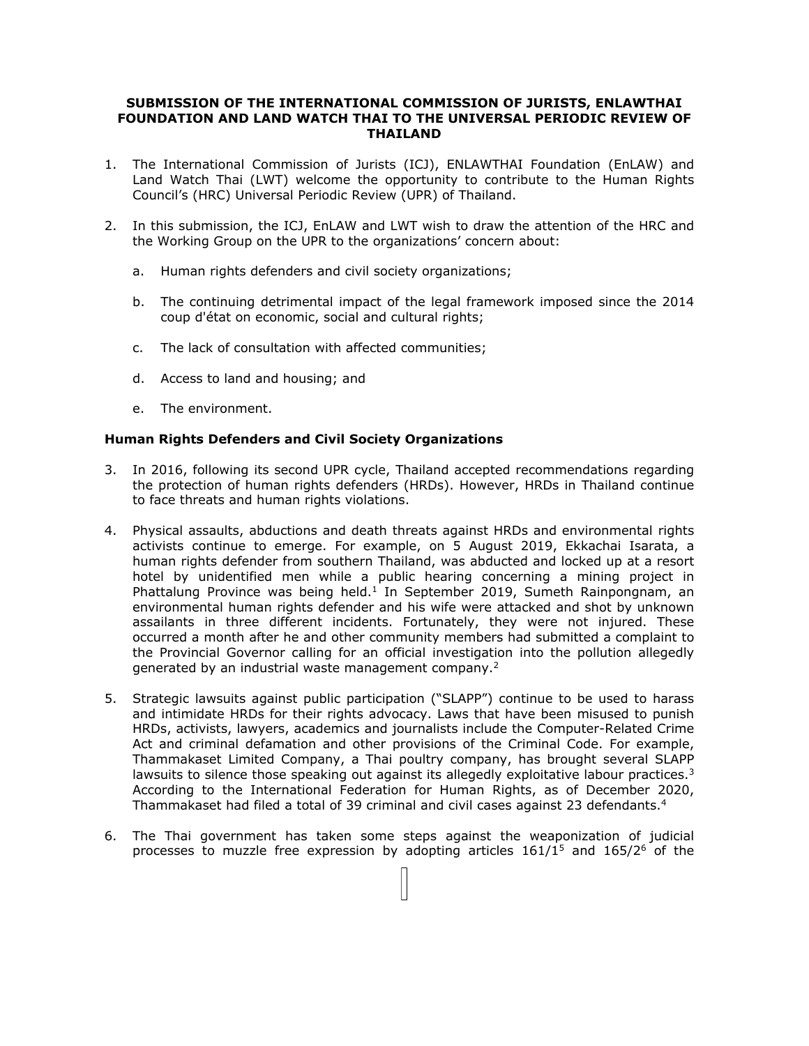**SUBMISSION OF THE INTERNATIONAL COMMISSION OF JURISTS, ENLAWTHAI FOUNDATION AND LAND WATCH THAI TO THE UNIVERSAL PERIODIC REVIEW OF THAILAND**

1. The International Commission of Jurists (ICJ), ENLAWTHAI Foundation (EnLAW) and Land Watch Thai (LWT) welcome the opportunity to contribute to the Human Rights Council's (HRC) Universal Periodic Review (UPR) of Thailand.

2. In this submission, the ICJ, EnLAW and LWT wish to draw the attention of the HRC and the Working Group on the UPR to the organizations' concern about:

   a. Human rights defenders and civil society organizations;

   b. The continuing detrimental impact of the legal framework imposed since the 2014 coup d'état on economic, social and cultural rights;

   c. The lack of consultation with affected communities;

   d. Access to land and housing; and

   e. The environment.

**Human Rights Defenders and Civil Society Organizations**

3. In 2016, following its second UPR cycle, Thailand accepted recommendations regarding the protection of human rights defenders (HRDs). However, HRDs in Thailand continue to face threats and human rights violations.

4. Physical assaults, abductions and death threats against HRDs and environmental rights activists continue to emerge. For example, on 5 August 2019, Ekkachai Isarata, a human rights defender from southern Thailand, was abducted and locked up at a resort hotel by unidentified men while a public hearing concerning a mining project in Phattalung Province was being held.[1] In September 2019, Sumeth Rainpongnam, an environmental human rights defender and his wife were attacked and shot by unknown assailants in three different incidents. Fortunately, they were not injured. These occurred a month after he and other community members had submitted a complaint to the Provincial Governor calling for an official investigation into the pollution allegedly generated by an industrial waste management company.[2]

5. Strategic lawsuits against public participation ("SLAPP") continue to be used to harass and intimidate HRDs for their rights advocacy. Laws that have been misused to punish HRDs, activists, lawyers, academics and journalists include the Computer-Related Crime Act and criminal defamation and other provisions of the Criminal Code. For example, Thammakaset Limited Company, a Thai poultry company, has brought several SLAPP lawsuits to silence those speaking out against its allegedly exploitative labour practices.[3] According to the International Federation for Human Rights, as of December 2020, Thammakaset had filed a total of 39 criminal and civil cases against 23 defendants.[4]

6. The Thai government has taken some steps against the weaponization of judicial processes to muzzle free expression by adopting articles 161/1[5] and 165/2[6] of the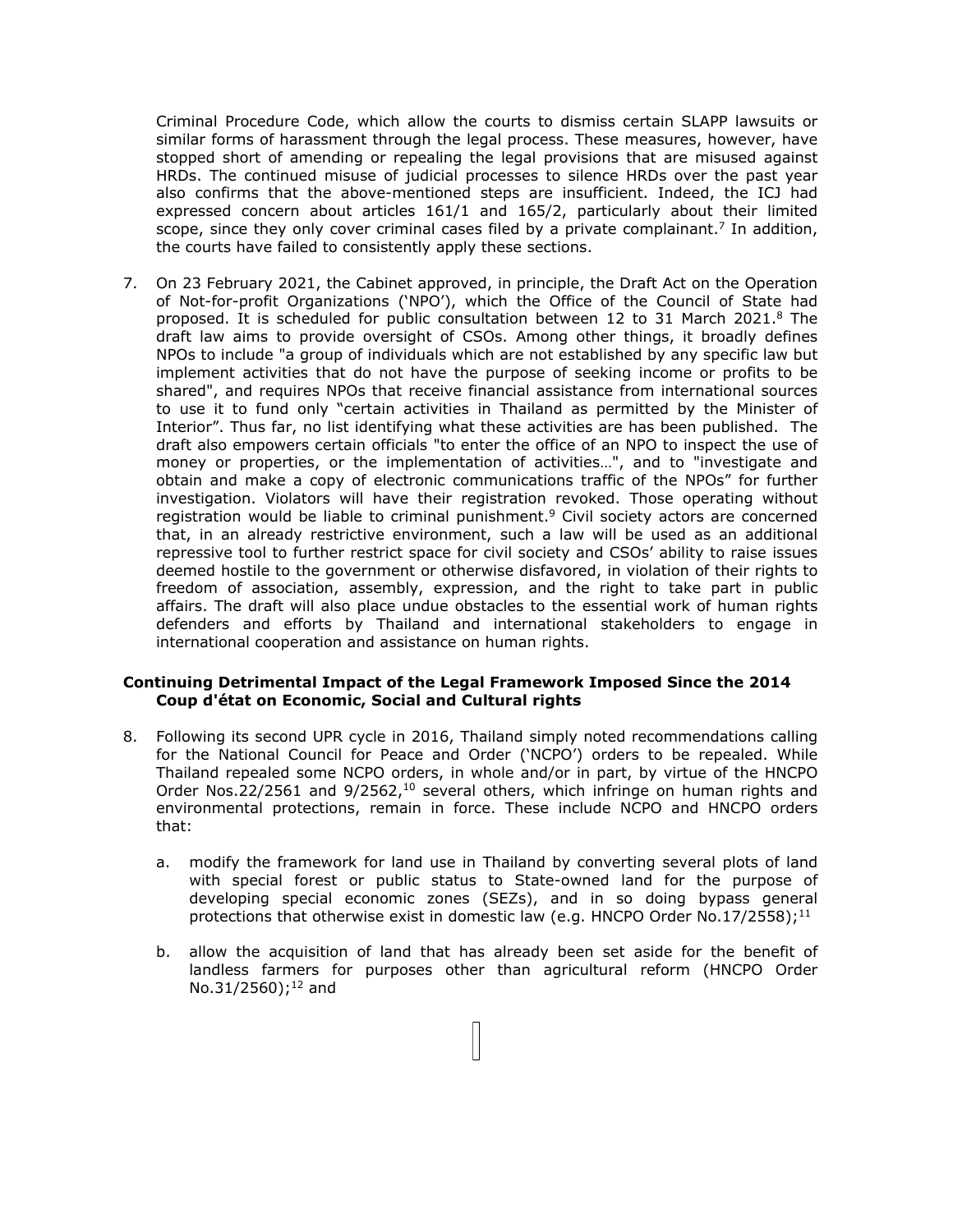Criminal Procedure Code, which allow the courts to dismiss certain SLAPP lawsuits or similar forms of harassment through the legal process. These measures, however, have stopped short of amending or repealing the legal provisions that are misused against HRDs. The continued misuse of judicial processes to silence HRDs over the past year also confirms that the above-mentioned steps are insufficient. Indeed, the ICJ had expressed concern about articles 161/1 and 165/2, particularly about their limited scope, since they only cover criminal cases filed by a private complainant.[7] In addition, the courts have failed to consistently apply these sections.

7. On 23 February 2021, the Cabinet approved, in principle, the Draft Act on the Operation of Not-for-profit Organizations ('NPO'), which the Office of the Council of State had proposed. It is scheduled for public consultation between 12 to 31 March 2021.[8] The draft law aims to provide oversight of CSOs. Among other things, it broadly defines NPOs to include "a group of individuals which are not established by any specific law but implement activities that do not have the purpose of seeking income or profits to be shared", and requires NPOs that receive financial assistance from international sources to use it to fund only "certain activities in Thailand as permitted by the Minister of Interior". Thus far, no list identifying what these activities are has been published. The draft also empowers certain officials "to enter the office of an NPO to inspect the use of money or properties, or the implementation of activities…", and to "investigate and obtain and make a copy of electronic communications traffic of the NPOs" for further investigation. Violators will have their registration revoked. Those operating without registration would be liable to criminal punishment.[9] Civil society actors are concerned that, in an already restrictive environment, such a law will be used as an additional repressive tool to further restrict space for civil society and CSOs' ability to raise issues deemed hostile to the government or otherwise disfavored, in violation of their rights to freedom of association, assembly, expression, and the right to take part in public affairs. The draft will also place undue obstacles to the essential work of human rights defenders and efforts by Thailand and international stakeholders to engage in international cooperation and assistance on human rights.

**Continuing Detrimental Impact of the Legal Framework Imposed Since the 2014 Coup d'état on Economic, Social and Cultural rights**

8. Following its second UPR cycle in 2016, Thailand simply noted recommendations calling for the National Council for Peace and Order ('NCPO') orders to be repealed. While Thailand repealed some NCPO orders, in whole and/or in part, by virtue of the HNCPO Order Nos.22/2561 and 9/2562,[10] several others, which infringe on human rights and environmental protections, remain in force. These include NCPO and HNCPO orders that:

   a. modify the framework for land use in Thailand by converting several plots of land with special forest or public status to State-owned land for the purpose of developing special economic zones (SEZs), and in so doing bypass general protections that otherwise exist in domestic law (e.g. HNCPO Order No.17/2558);[11]

   b. allow the acquisition of land that has already been set aside for the benefit of landless farmers for purposes other than agricultural reform (HNCPO Order No.31/2560);[12] and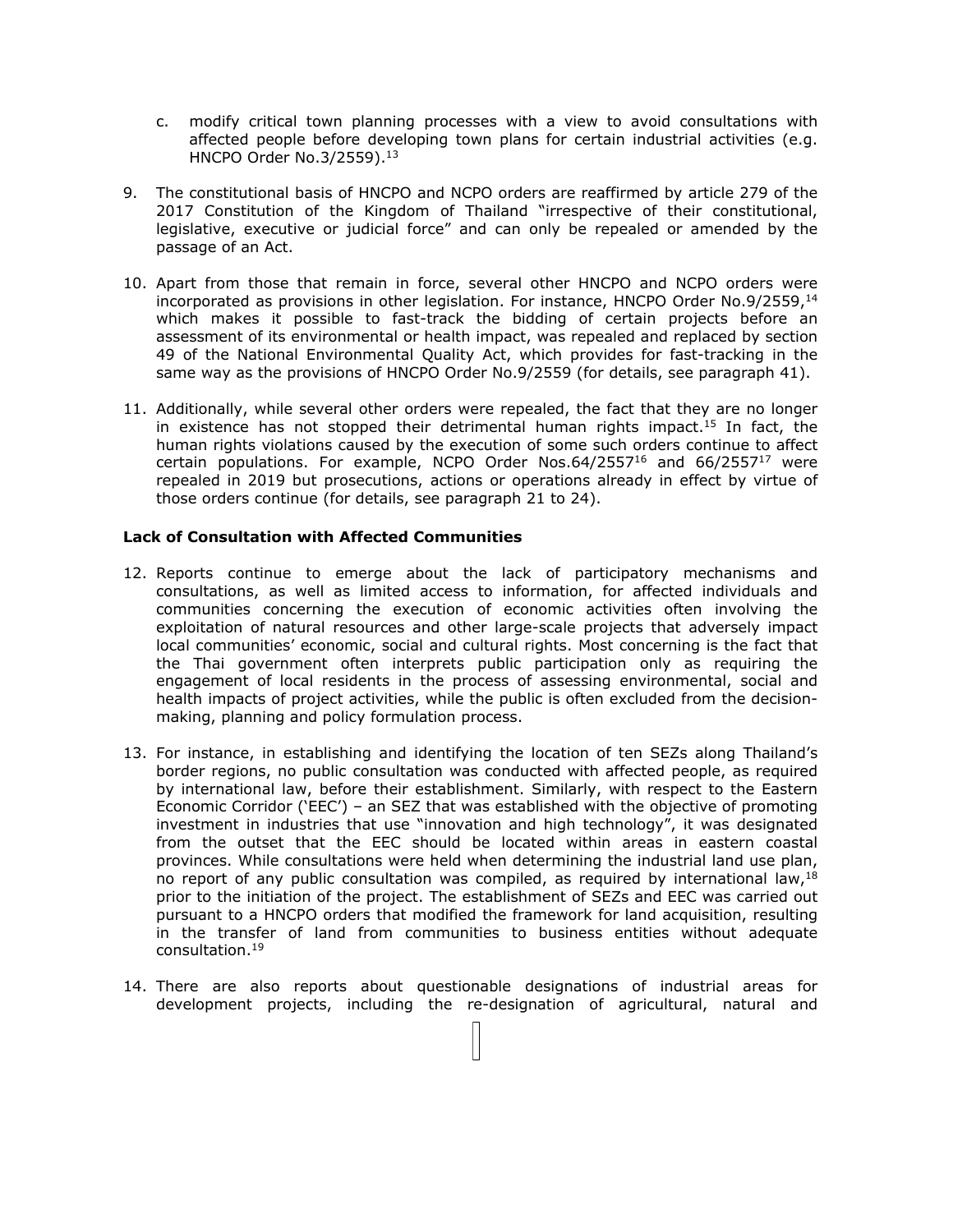c. modify critical town planning processes with a view to avoid consultations with affected people before developing town plans for certain industrial activities (e.g. HNCPO Order No.3/2559).[13]

9. The constitutional basis of HNCPO and NCPO orders are reaffirmed by article 279 of the 2017 Constitution of the Kingdom of Thailand "irrespective of their constitutional, legislative, executive or judicial force" and can only be repealed or amended by the passage of an Act.

10. Apart from those that remain in force, several other HNCPO and NCPO orders were incorporated as provisions in other legislation. For instance, HNCPO Order No.9/2559,[14] which makes it possible to fast-track the bidding of certain projects before an assessment of its environmental or health impact, was repealed and replaced by section 49 of the National Environmental Quality Act, which provides for fast-tracking in the same way as the provisions of HNCPO Order No.9/2559 (for details, see paragraph 41).

11. Additionally, while several other orders were repealed, the fact that they are no longer in existence has not stopped their detrimental human rights impact.[15] In fact, the human rights violations caused by the execution of some such orders continue to affect certain populations. For example, NCPO Order Nos.64/2557[16] and 66/2557[17] were repealed in 2019 but prosecutions, actions or operations already in effect by virtue of those orders continue (for details, see paragraph 21 to 24).

**Lack of Consultation with Affected Communities**

12. Reports continue to emerge about the lack of participatory mechanisms and consultations, as well as limited access to information, for affected individuals and communities concerning the execution of economic activities often involving the exploitation of natural resources and other large-scale projects that adversely impact local communities' economic, social and cultural rights. Most concerning is the fact that the Thai government often interprets public participation only as requiring the engagement of local residents in the process of assessing environmental, social and health impacts of project activities, while the public is often excluded from the decision-making, planning and policy formulation process.

13. For instance, in establishing and identifying the location of ten SEZs along Thailand's border regions, no public consultation was conducted with affected people, as required by international law, before their establishment. Similarly, with respect to the Eastern Economic Corridor ('EEC') – an SEZ that was established with the objective of promoting investment in industries that use "innovation and high technology", it was designated from the outset that the EEC should be located within areas in eastern coastal provinces. While consultations were held when determining the industrial land use plan, no report of any public consultation was compiled, as required by international law,[18] prior to the initiation of the project. The establishment of SEZs and EEC was carried out pursuant to a HNCPO orders that modified the framework for land acquisition, resulting in the transfer of land from communities to business entities without adequate consultation.[19]

14. There are also reports about questionable designations of industrial areas for development projects, including the re-designation of agricultural, natural and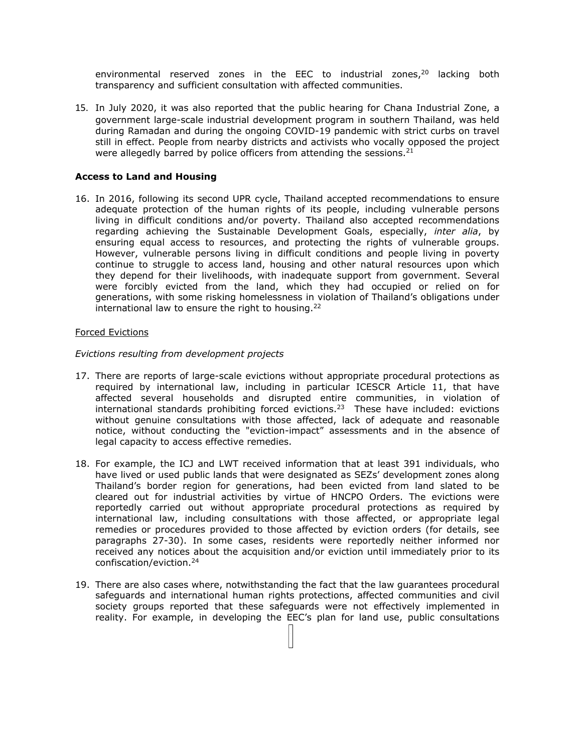environmental reserved zones in the EEC to industrial zones,[20] lacking both transparency and sufficient consultation with affected communities.

15. In July 2020, it was also reported that the public hearing for Chana Industrial Zone, a government large-scale industrial development program in southern Thailand, was held during Ramadan and during the ongoing COVID-19 pandemic with strict curbs on travel still in effect. People from nearby districts and activists who vocally opposed the project were allegedly barred by police officers from attending the sessions.[21]

**Access to Land and Housing**

16. In 2016, following its second UPR cycle, Thailand accepted recommendations to ensure adequate protection of the human rights of its people, including vulnerable persons living in difficult conditions and/or poverty. Thailand also accepted recommendations regarding achieving the Sustainable Development Goals, especially, *inter alia*, by ensuring equal access to resources, and protecting the rights of vulnerable groups. However, vulnerable persons living in difficult conditions and people living in poverty continue to struggle to access land, housing and other natural resources upon which they depend for their livelihoods, with inadequate support from government. Several were forcibly evicted from the land, which they had occupied or relied on for generations, with some risking homelessness in violation of Thailand's obligations under international law to ensure the right to housing.[22]

Forced Evictions

*Evictions resulting from development projects*

17. There are reports of large-scale evictions without appropriate procedural protections as required by international law, including in particular ICESCR Article 11, that have affected several households and disrupted entire communities, in violation of international standards prohibiting forced evictions.[23] These have included: evictions without genuine consultations with those affected, lack of adequate and reasonable notice, without conducting the "eviction-impact" assessments and in the absence of legal capacity to access effective remedies.

18. For example, the ICJ and LWT received information that at least 391 individuals, who have lived or used public lands that were designated as SEZs' development zones along Thailand's border region for generations, had been evicted from land slated to be cleared out for industrial activities by virtue of HNCPO Orders. The evictions were reportedly carried out without appropriate procedural protections as required by international law, including consultations with those affected, or appropriate legal remedies or procedures provided to those affected by eviction orders (for details, see paragraphs 27-30). In some cases, residents were reportedly neither informed nor received any notices about the acquisition and/or eviction until immediately prior to its confiscation/eviction.[24]

19. There are also cases where, notwithstanding the fact that the law guarantees procedural safeguards and international human rights protections, affected communities and civil society groups reported that these safeguards were not effectively implemented in reality. For example, in developing the EEC's plan for land use, public consultations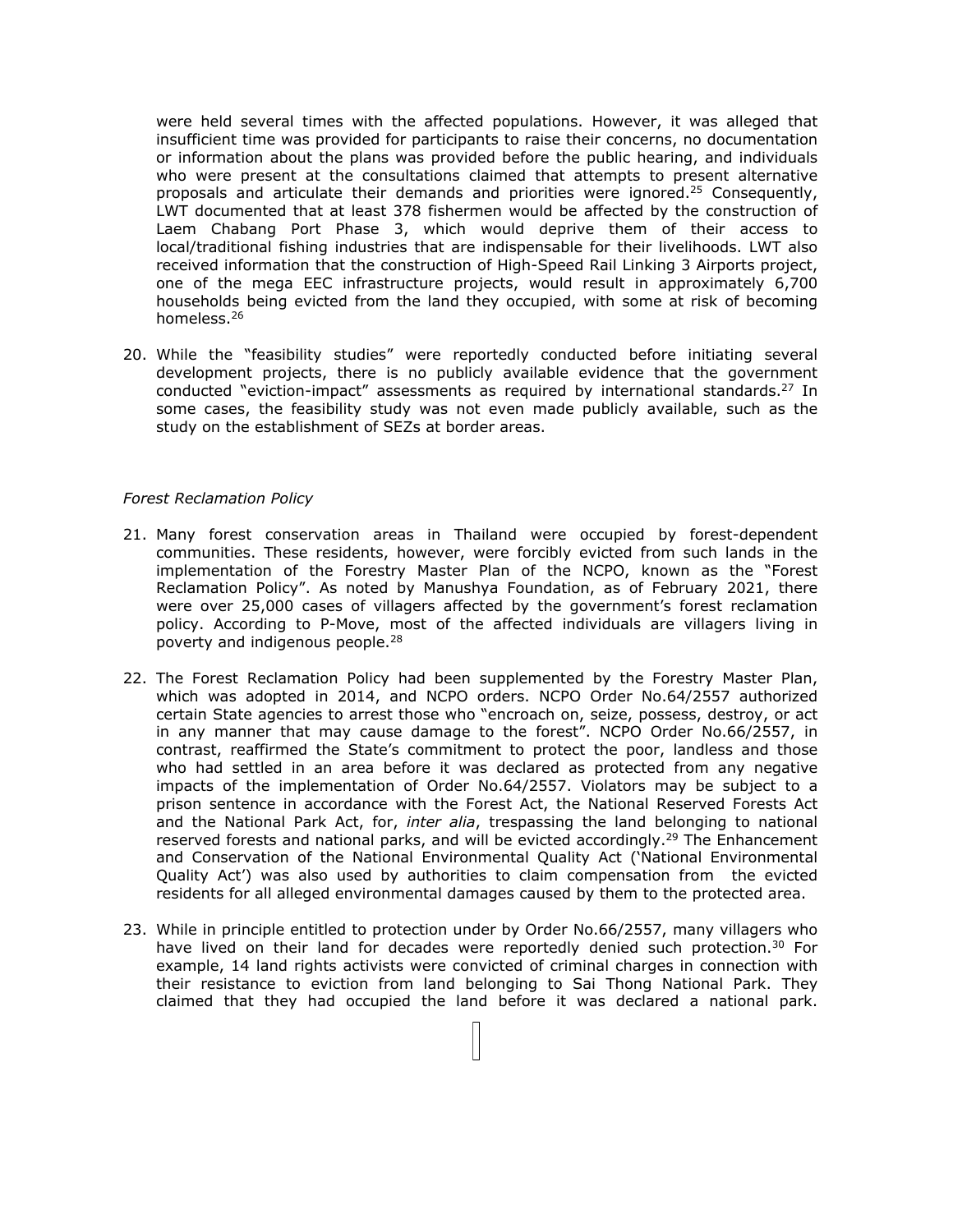were held several times with the affected populations. However, it was alleged that insufficient time was provided for participants to raise their concerns, no documentation or information about the plans was provided before the public hearing, and individuals who were present at the consultations claimed that attempts to present alternative proposals and articulate their demands and priorities were ignored.[25] Consequently, LWT documented that at least 378 fishermen would be affected by the construction of Laem Chabang Port Phase 3, which would deprive them of their access to local/traditional fishing industries that are indispensable for their livelihoods. LWT also received information that the construction of High-Speed Rail Linking 3 Airports project, one of the mega EEC infrastructure projects, would result in approximately 6,700 households being evicted from the land they occupied, with some at risk of becoming homeless.[26]

20. While the "feasibility studies" were reportedly conducted before initiating several development projects, there is no publicly available evidence that the government conducted "eviction-impact" assessments as required by international standards.[27] In some cases, the feasibility study was not even made publicly available, such as the study on the establishment of SEZs at border areas.

*Forest Reclamation Policy*

21. Many forest conservation areas in Thailand were occupied by forest-dependent communities. These residents, however, were forcibly evicted from such lands in the implementation of the Forestry Master Plan of the NCPO, known as the "Forest Reclamation Policy". As noted by Manushya Foundation, as of February 2021, there were over 25,000 cases of villagers affected by the government's forest reclamation policy. According to P-Move, most of the affected individuals are villagers living in poverty and indigenous people.[28]

22. The Forest Reclamation Policy had been supplemented by the Forestry Master Plan, which was adopted in 2014, and NCPO orders. NCPO Order No.64/2557 authorized certain State agencies to arrest those who "encroach on, seize, possess, destroy, or act in any manner that may cause damage to the forest". NCPO Order No.66/2557, in contrast, reaffirmed the State's commitment to protect the poor, landless and those who had settled in an area before it was declared as protected from any negative impacts of the implementation of Order No.64/2557. Violators may be subject to a prison sentence in accordance with the Forest Act, the National Reserved Forests Act and the National Park Act, for, *inter alia*, trespassing the land belonging to national reserved forests and national parks, and will be evicted accordingly.[29] The Enhancement and Conservation of the National Environmental Quality Act ('National Environmental Quality Act') was also used by authorities to claim compensation from the evicted residents for all alleged environmental damages caused by them to the protected area.

23. While in principle entitled to protection under by Order No.66/2557, many villagers who have lived on their land for decades were reportedly denied such protection.[30] For example, 14 land rights activists were convicted of criminal charges in connection with their resistance to eviction from land belonging to Sai Thong National Park. They claimed that they had occupied the land before it was declared a national park.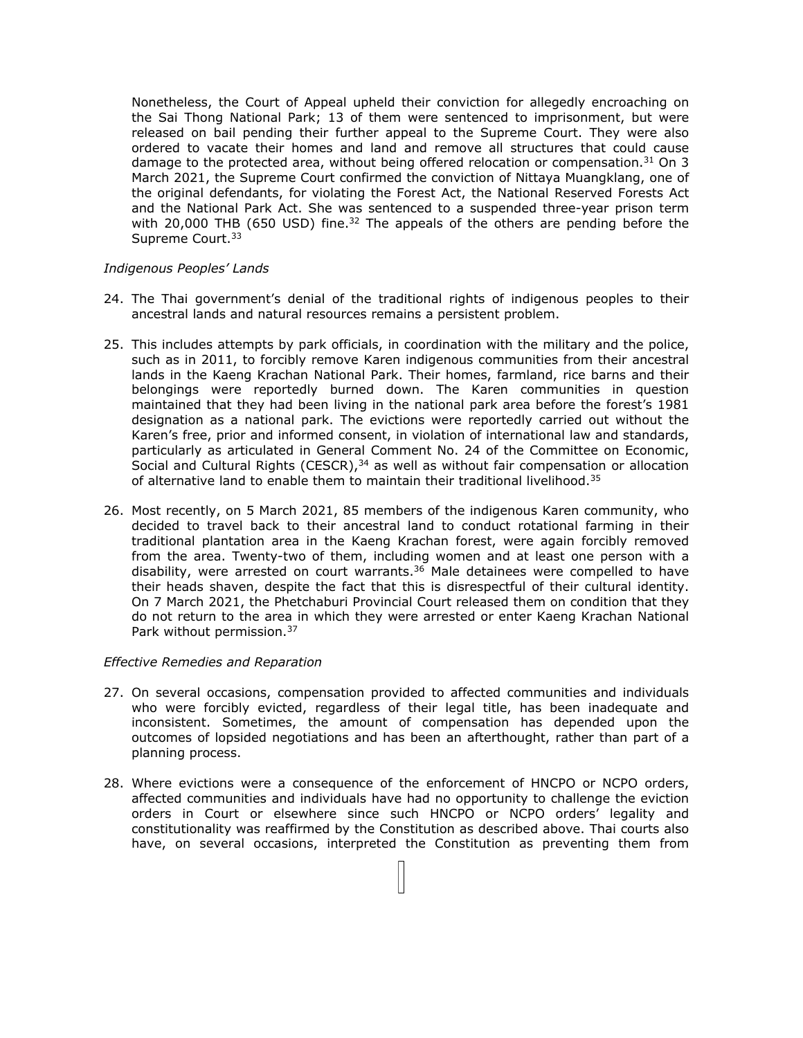Nonetheless, the Court of Appeal upheld their conviction for allegedly encroaching on the Sai Thong National Park; 13 of them were sentenced to imprisonment, but were released on bail pending their further appeal to the Supreme Court. They were also ordered to vacate their homes and land and remove all structures that could cause damage to the protected area, without being offered relocation or compensation.[31] On 3 March 2021, the Supreme Court confirmed the conviction of Nittaya Muangklang, one of the original defendants, for violating the Forest Act, the National Reserved Forests Act and the National Park Act. She was sentenced to a suspended three-year prison term with 20,000 THB (650 USD) fine.[32] The appeals of the others are pending before the Supreme Court.[33]

*Indigenous Peoples' Lands*

24. The Thai government's denial of the traditional rights of indigenous peoples to their ancestral lands and natural resources remains a persistent problem.

25. This includes attempts by park officials, in coordination with the military and the police, such as in 2011, to forcibly remove Karen indigenous communities from their ancestral lands in the Kaeng Krachan National Park. Their homes, farmland, rice barns and their belongings were reportedly burned down. The Karen communities in question maintained that they had been living in the national park area before the forest's 1981 designation as a national park. The evictions were reportedly carried out without the Karen's free, prior and informed consent, in violation of international law and standards, particularly as articulated in General Comment No. 24 of the Committee on Economic, Social and Cultural Rights (CESCR),[34] as well as without fair compensation or allocation of alternative land to enable them to maintain their traditional livelihood.[35]

26. Most recently, on 5 March 2021, 85 members of the indigenous Karen community, who decided to travel back to their ancestral land to conduct rotational farming in their traditional plantation area in the Kaeng Krachan forest, were again forcibly removed from the area. Twenty-two of them, including women and at least one person with a disability, were arrested on court warrants.[36] Male detainees were compelled to have their heads shaven, despite the fact that this is disrespectful of their cultural identity. On 7 March 2021, the Phetchaburi Provincial Court released them on condition that they do not return to the area in which they were arrested or enter Kaeng Krachan National Park without permission.[37]

*Effective Remedies and Reparation*

27. On several occasions, compensation provided to affected communities and individuals who were forcibly evicted, regardless of their legal title, has been inadequate and inconsistent. Sometimes, the amount of compensation has depended upon the outcomes of lopsided negotiations and has been an afterthought, rather than part of a planning process.

28. Where evictions were a consequence of the enforcement of HNCPO or NCPO orders, affected communities and individuals have had no opportunity to challenge the eviction orders in Court or elsewhere since such HNCPO or NCPO orders' legality and constitutionality was reaffirmed by the Constitution as described above. Thai courts also have, on several occasions, interpreted the Constitution as preventing them from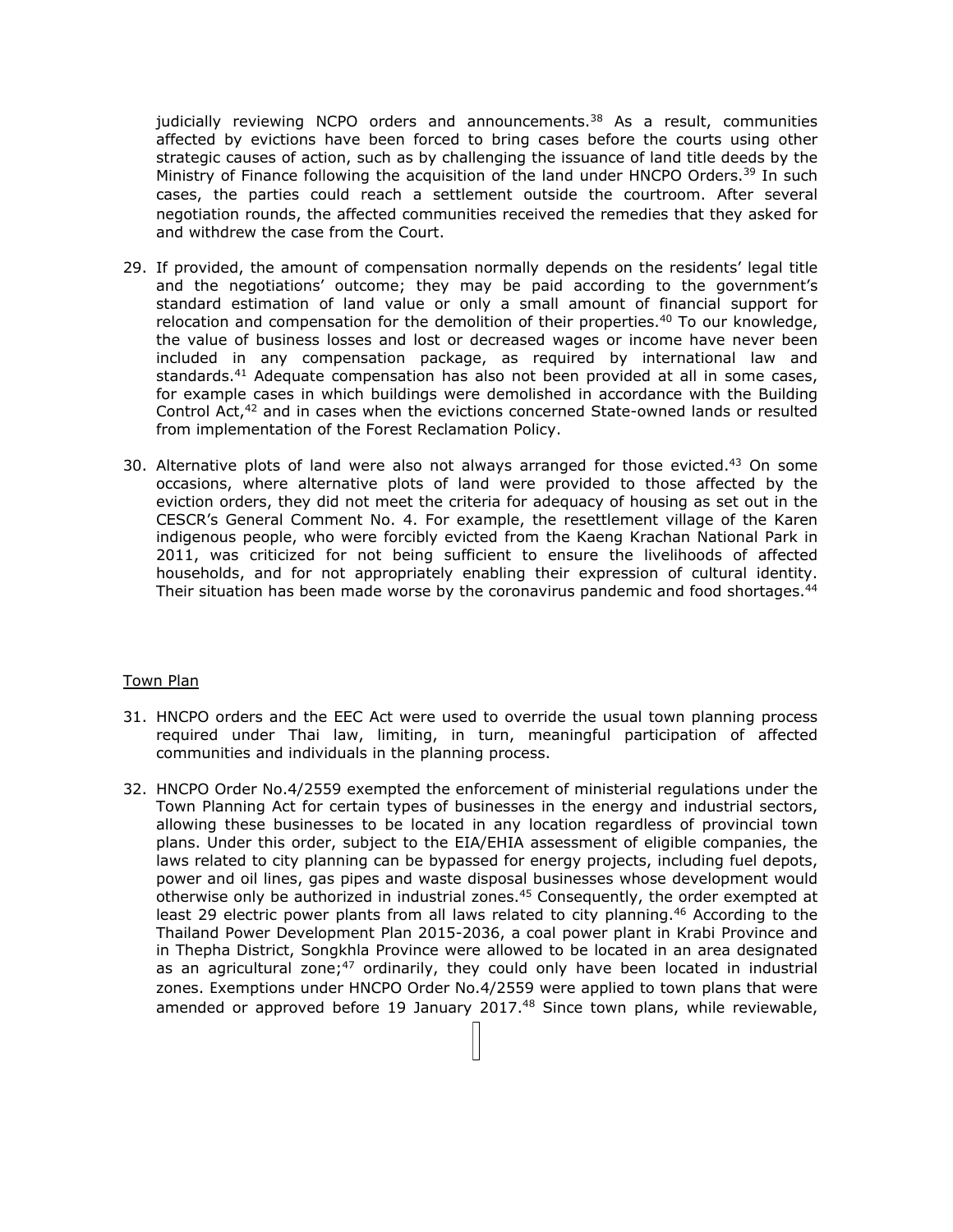judicially reviewing NCPO orders and announcements.[38] As a result, communities affected by evictions have been forced to bring cases before the courts using other strategic causes of action, such as by challenging the issuance of land title deeds by the Ministry of Finance following the acquisition of the land under HNCPO Orders.[39] In such cases, the parties could reach a settlement outside the courtroom. After several negotiation rounds, the affected communities received the remedies that they asked for and withdrew the case from the Court.

29. If provided, the amount of compensation normally depends on the residents' legal title and the negotiations' outcome; they may be paid according to the government's standard estimation of land value or only a small amount of financial support for relocation and compensation for the demolition of their properties.[40] To our knowledge, the value of business losses and lost or decreased wages or income have never been included in any compensation package, as required by international law and standards.[41] Adequate compensation has also not been provided at all in some cases, for example cases in which buildings were demolished in accordance with the Building Control Act,[42] and in cases when the evictions concerned State-owned lands or resulted from implementation of the Forest Reclamation Policy.

30. Alternative plots of land were also not always arranged for those evicted.[43] On some occasions, where alternative plots of land were provided to those affected by the eviction orders, they did not meet the criteria for adequacy of housing as set out in the CESCR's General Comment No. 4. For example, the resettlement village of the Karen indigenous people, who were forcibly evicted from the Kaeng Krachan National Park in 2011, was criticized for not being sufficient to ensure the livelihoods of affected households, and for not appropriately enabling their expression of cultural identity. Their situation has been made worse by the coronavirus pandemic and food shortages.[44]

## Town Plan

31. HNCPO orders and the EEC Act were used to override the usual town planning process required under Thai law, limiting, in turn, meaningful participation of affected communities and individuals in the planning process.

32. HNCPO Order No.4/2559 exempted the enforcement of ministerial regulations under the Town Planning Act for certain types of businesses in the energy and industrial sectors, allowing these businesses to be located in any location regardless of provincial town plans. Under this order, subject to the EIA/EHIA assessment of eligible companies, the laws related to city planning can be bypassed for energy projects, including fuel depots, power and oil lines, gas pipes and waste disposal businesses whose development would otherwise only be authorized in industrial zones.[45] Consequently, the order exempted at least 29 electric power plants from all laws related to city planning.[46] According to the Thailand Power Development Plan 2015-2036, a coal power plant in Krabi Province and in Thepha District, Songkhla Province were allowed to be located in an area designated as an agricultural zone;[47] ordinarily, they could only have been located in industrial zones. Exemptions under HNCPO Order No.4/2559 were applied to town plans that were amended or approved before 19 January 2017.[48] Since town plans, while reviewable,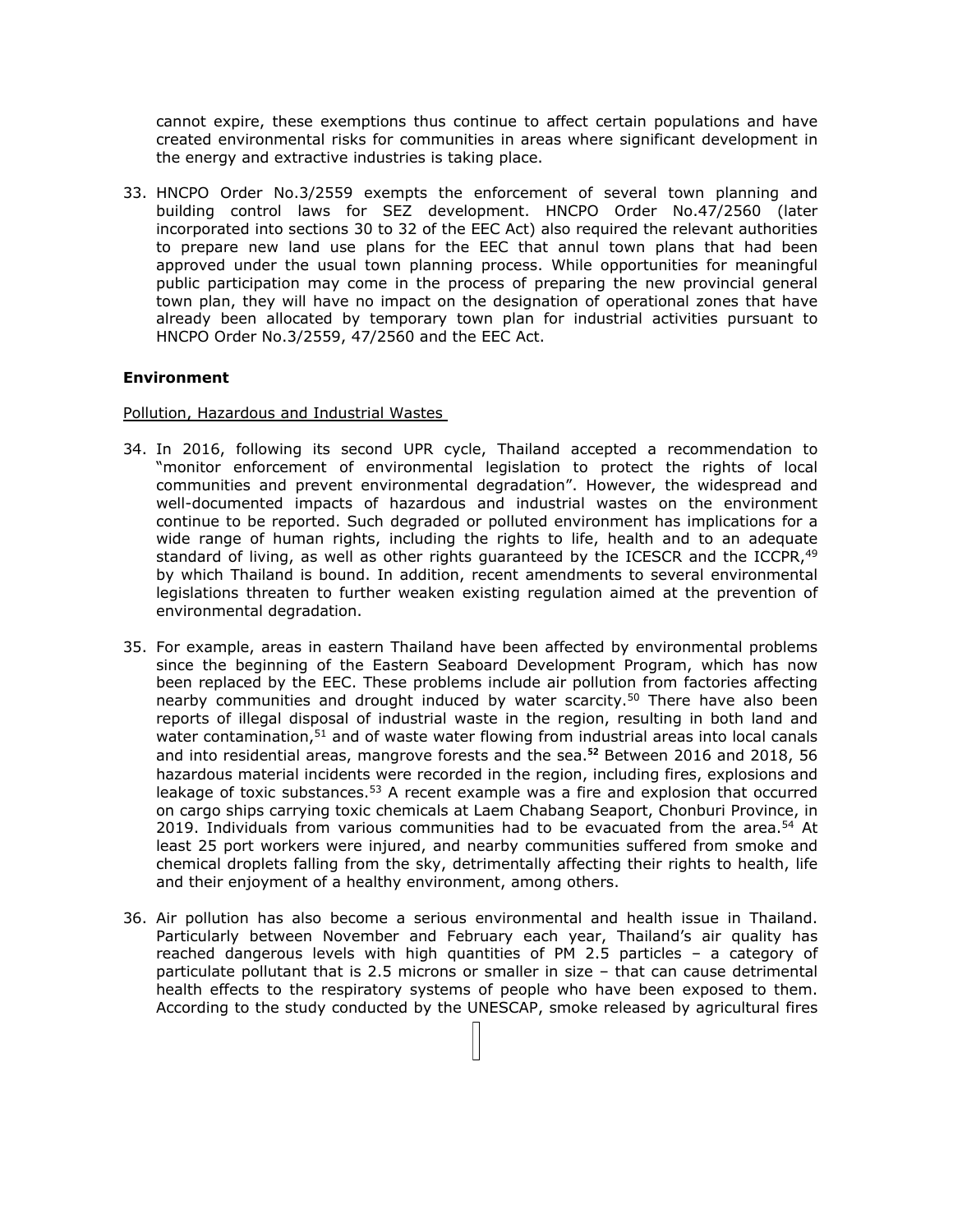cannot expire, these exemptions thus continue to affect certain populations and have created environmental risks for communities in areas where significant development in the energy and extractive industries is taking place.

33. HNCPO Order No.3/2559 exempts the enforcement of several town planning and building control laws for SEZ development. HNCPO Order No.47/2560 (later incorporated into sections 30 to 32 of the EEC Act) also required the relevant authorities to prepare new land use plans for the EEC that annul town plans that had been approved under the usual town planning process. While opportunities for meaningful public participation may come in the process of preparing the new provincial general town plan, they will have no impact on the designation of operational zones that have already been allocated by temporary town plan for industrial activities pursuant to HNCPO Order No.3/2559, 47/2560 and the EEC Act.

**Environment**

Pollution, Hazardous and Industrial Wastes

34. In 2016, following its second UPR cycle, Thailand accepted a recommendation to "monitor enforcement of environmental legislation to protect the rights of local communities and prevent environmental degradation". However, the widespread and well-documented impacts of hazardous and industrial wastes on the environment continue to be reported. Such degraded or polluted environment has implications for a wide range of human rights, including the rights to life, health and to an adequate standard of living, as well as other rights guaranteed by the ICESCR and the ICCPR,[49] by which Thailand is bound. In addition, recent amendments to several environmental legislations threaten to further weaken existing regulation aimed at the prevention of environmental degradation.

35. For example, areas in eastern Thailand have been affected by environmental problems since the beginning of the Eastern Seaboard Development Program, which has now been replaced by the EEC. These problems include air pollution from factories affecting nearby communities and drought induced by water scarcity.[50] There have also been reports of illegal disposal of industrial waste in the region, resulting in both land and water contamination,[51] and of waste water flowing from industrial areas into local canals and into residential areas, mangrove forests and the sea.[52] Between 2016 and 2018, 56 hazardous material incidents were recorded in the region, including fires, explosions and leakage of toxic substances.[53] A recent example was a fire and explosion that occurred on cargo ships carrying toxic chemicals at Laem Chabang Seaport, Chonburi Province, in 2019. Individuals from various communities had to be evacuated from the area.[54] At least 25 port workers were injured, and nearby communities suffered from smoke and chemical droplets falling from the sky, detrimentally affecting their rights to health, life and their enjoyment of a healthy environment, among others.

36. Air pollution has also become a serious environmental and health issue in Thailand. Particularly between November and February each year, Thailand's air quality has reached dangerous levels with high quantities of PM 2.5 particles – a category of particulate pollutant that is 2.5 microns or smaller in size – that can cause detrimental health effects to the respiratory systems of people who have been exposed to them. According to the study conducted by the UNESCAP, smoke released by agricultural fires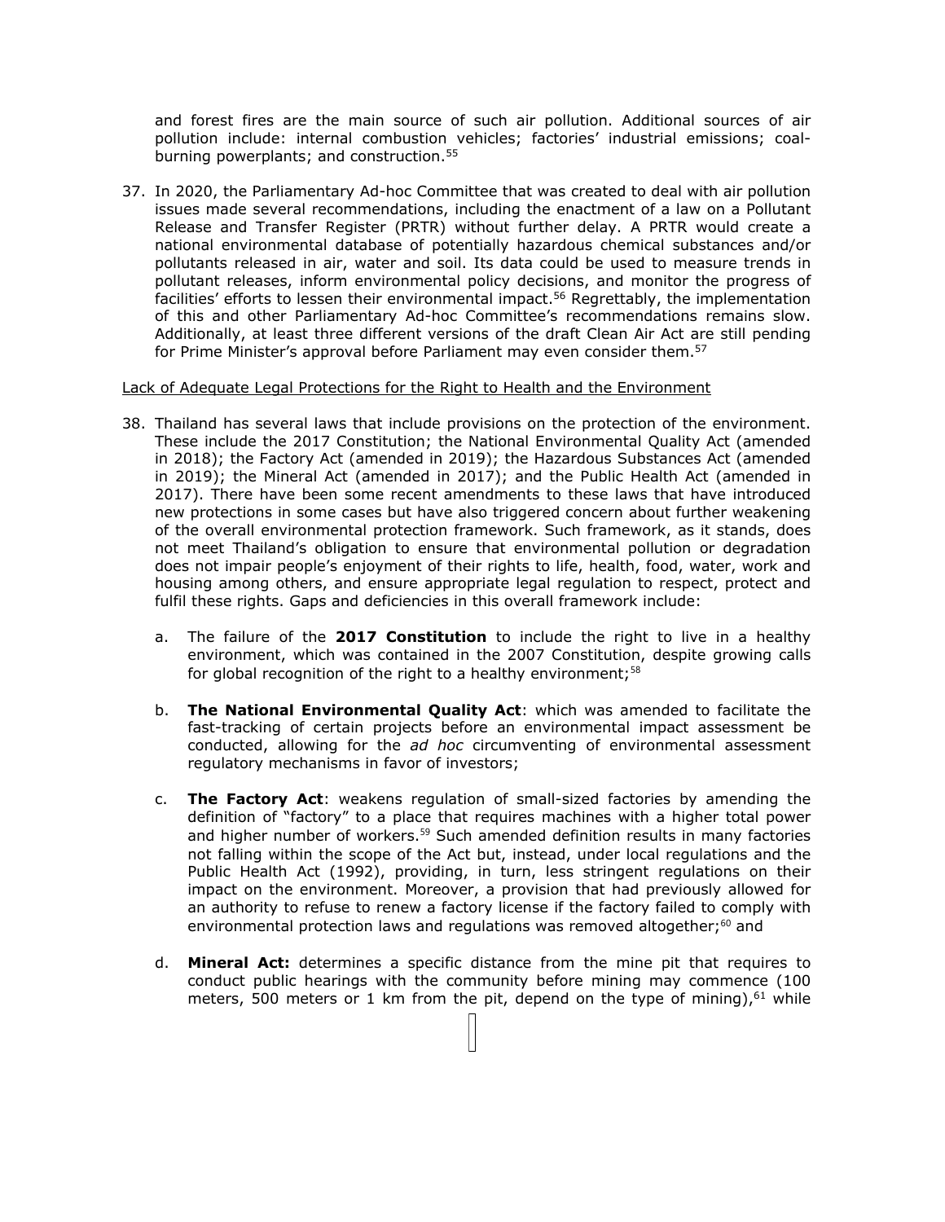and forest fires are the main source of such air pollution. Additional sources of air pollution include: internal combustion vehicles; factories' industrial emissions; coal-burning powerplants; and construction.[55]

37. In 2020, the Parliamentary Ad-hoc Committee that was created to deal with air pollution issues made several recommendations, including the enactment of a law on a Pollutant Release and Transfer Register (PRTR) without further delay. A PRTR would create a national environmental database of potentially hazardous chemical substances and/or pollutants released in air, water and soil. Its data could be used to measure trends in pollutant releases, inform environmental policy decisions, and monitor the progress of facilities' efforts to lessen their environmental impact.[56] Regrettably, the implementation of this and other Parliamentary Ad-hoc Committee's recommendations remains slow. Additionally, at least three different versions of the draft Clean Air Act are still pending for Prime Minister's approval before Parliament may even consider them.[57]

Lack of Adequate Legal Protections for the Right to Health and the Environment

38. Thailand has several laws that include provisions on the protection of the environment. These include the 2017 Constitution; the National Environmental Quality Act (amended in 2018); the Factory Act (amended in 2019); the Hazardous Substances Act (amended in 2019); the Mineral Act (amended in 2017); and the Public Health Act (amended in 2017). There have been some recent amendments to these laws that have introduced new protections in some cases but have also triggered concern about further weakening of the overall environmental protection framework. Such framework, as it stands, does not meet Thailand's obligation to ensure that environmental pollution or degradation does not impair people's enjoyment of their rights to life, health, food, water, work and housing among others, and ensure appropriate legal regulation to respect, protect and fulfil these rights. Gaps and deficiencies in this overall framework include:

    a. The failure of the **2017 Constitution** to include the right to live in a healthy environment, which was contained in the 2007 Constitution, despite growing calls for global recognition of the right to a healthy environment;[58]

    b. **The National Environmental Quality Act**: which was amended to facilitate the fast-tracking of certain projects before an environmental impact assessment be conducted, allowing for the *ad hoc* circumventing of environmental assessment regulatory mechanisms in favor of investors;

    c. **The Factory Act**: weakens regulation of small-sized factories by amending the definition of "factory" to a place that requires machines with a higher total power and higher number of workers.[59] Such amended definition results in many factories not falling within the scope of the Act but, instead, under local regulations and the Public Health Act (1992), providing, in turn, less stringent regulations on their impact on the environment. Moreover, a provision that had previously allowed for an authority to refuse to renew a factory license if the factory failed to comply with environmental protection laws and regulations was removed altogether;[60] and

    d. **Mineral Act:** determines a specific distance from the mine pit that requires to conduct public hearings with the community before mining may commence (100 meters, 500 meters or 1 km from the pit, depend on the type of mining),[61] while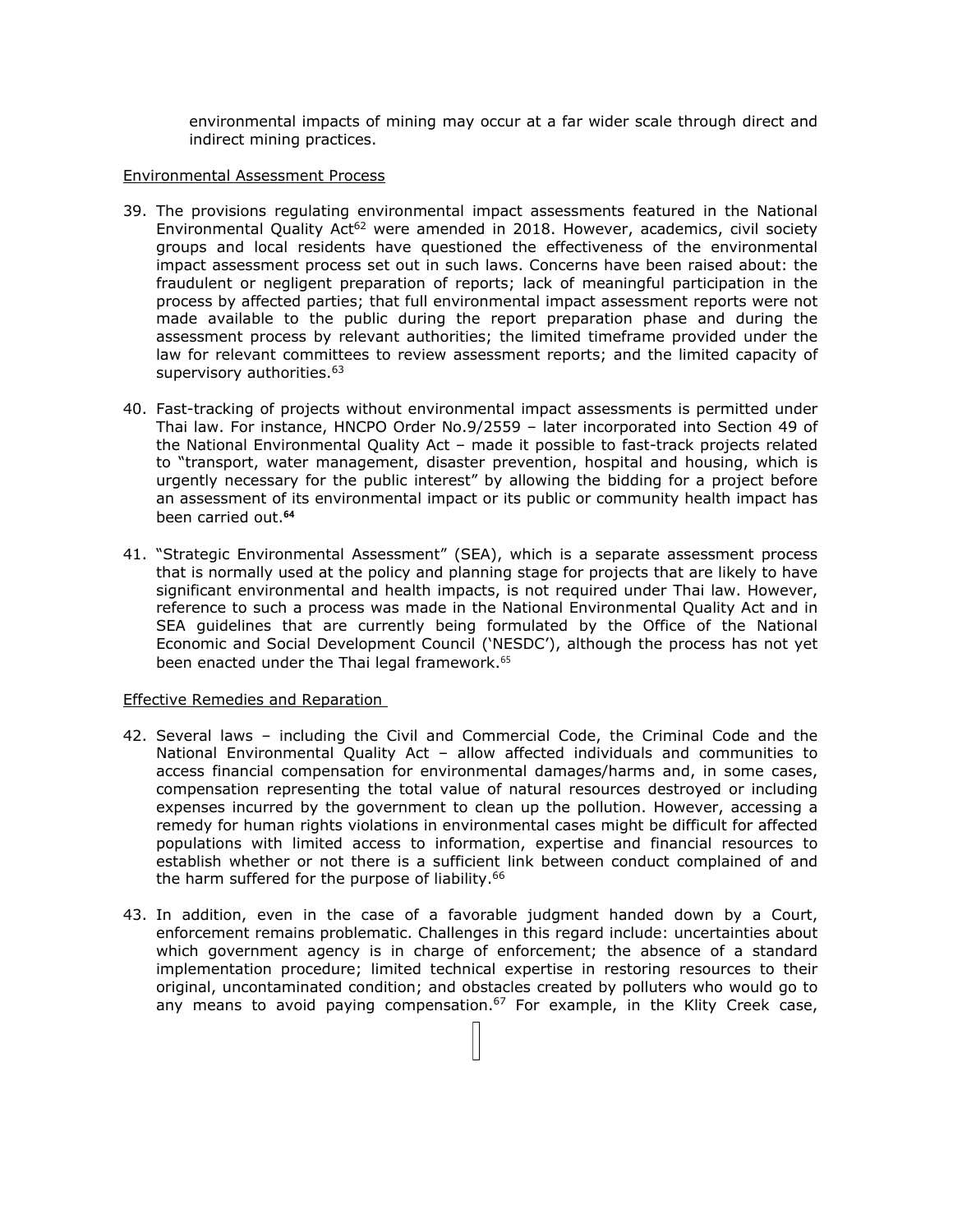environmental impacts of mining may occur at a far wider scale through direct and indirect mining practices.

Environmental Assessment Process

39. The provisions regulating environmental impact assessments featured in the National Environmental Quality Act[62] were amended in 2018. However, academics, civil society groups and local residents have questioned the effectiveness of the environmental impact assessment process set out in such laws. Concerns have been raised about: the fraudulent or negligent preparation of reports; lack of meaningful participation in the process by affected parties; that full environmental impact assessment reports were not made available to the public during the report preparation phase and during the assessment process by relevant authorities; the limited timeframe provided under the law for relevant committees to review assessment reports; and the limited capacity of supervisory authorities.[63]

40. Fast-tracking of projects without environmental impact assessments is permitted under Thai law. For instance, HNCPO Order No.9/2559 – later incorporated into Section 49 of the National Environmental Quality Act – made it possible to fast-track projects related to "transport, water management, disaster prevention, hospital and housing, which is urgently necessary for the public interest" by allowing the bidding for a project before an assessment of its environmental impact or its public or community health impact has been carried out.[64]

41. "Strategic Environmental Assessment" (SEA), which is a separate assessment process that is normally used at the policy and planning stage for projects that are likely to have significant environmental and health impacts, is not required under Thai law. However, reference to such a process was made in the National Environmental Quality Act and in SEA guidelines that are currently being formulated by the Office of the National Economic and Social Development Council ('NESDC'), although the process has not yet been enacted under the Thai legal framework.[65]

Effective Remedies and Reparation

42. Several laws – including the Civil and Commercial Code, the Criminal Code and the National Environmental Quality Act – allow affected individuals and communities to access financial compensation for environmental damages/harms and, in some cases, compensation representing the total value of natural resources destroyed or including expenses incurred by the government to clean up the pollution. However, accessing a remedy for human rights violations in environmental cases might be difficult for affected populations with limited access to information, expertise and financial resources to establish whether or not there is a sufficient link between conduct complained of and the harm suffered for the purpose of liability.[66]

43. In addition, even in the case of a favorable judgment handed down by a Court, enforcement remains problematic. Challenges in this regard include: uncertainties about which government agency is in charge of enforcement; the absence of a standard implementation procedure; limited technical expertise in restoring resources to their original, uncontaminated condition; and obstacles created by polluters who would go to any means to avoid paying compensation.[67] For example, in the Klity Creek case,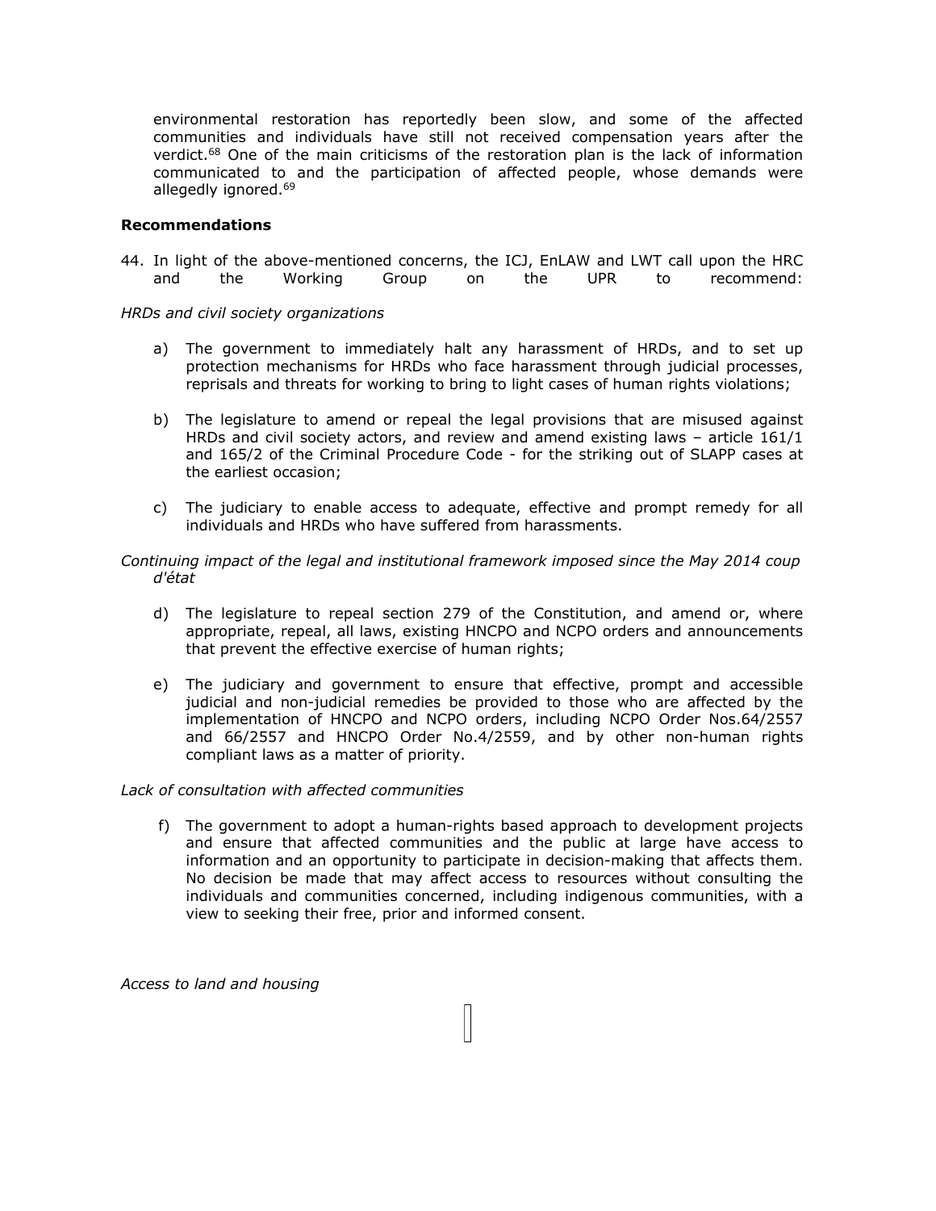environmental restoration has reportedly been slow, and some of the affected communities and individuals have still not received compensation years after the verdict.[68] One of the main criticisms of the restoration plan is the lack of information communicated to and the participation of affected people, whose demands were allegedly ignored.[69]

**Recommendations**

44. In light of the above-mentioned concerns, the ICJ, EnLAW and LWT call upon the HRC and the Working Group on the UPR to recommend:

*HRDs and civil society organizations*

a) The government to immediately halt any harassment of HRDs, and to set up protection mechanisms for HRDs who face harassment through judicial processes, reprisals and threats for working to bring to light cases of human rights violations;

b) The legislature to amend or repeal the legal provisions that are misused against HRDs and civil society actors, and review and amend existing laws – article 161/1 and 165/2 of the Criminal Procedure Code - for the striking out of SLAPP cases at the earliest occasion;

c) The judiciary to enable access to adequate, effective and prompt remedy for all individuals and HRDs who have suffered from harassments.

*Continuing impact of the legal and institutional framework imposed since the May 2014 coup d'état*

d) The legislature to repeal section 279 of the Constitution, and amend or, where appropriate, repeal, all laws, existing HNCPO and NCPO orders and announcements that prevent the effective exercise of human rights;

e) The judiciary and government to ensure that effective, prompt and accessible judicial and non-judicial remedies be provided to those who are affected by the implementation of HNCPO and NCPO orders, including NCPO Order Nos.64/2557 and 66/2557 and HNCPO Order No.4/2559, and by other non-human rights compliant laws as a matter of priority.

*Lack of consultation with affected communities*

f) The government to adopt a human-rights based approach to development projects and ensure that affected communities and the public at large have access to information and an opportunity to participate in decision-making that affects them. No decision be made that may affect access to resources without consulting the individuals and communities concerned, including indigenous communities, with a view to seeking their free, prior and informed consent.

*Access to land and housing*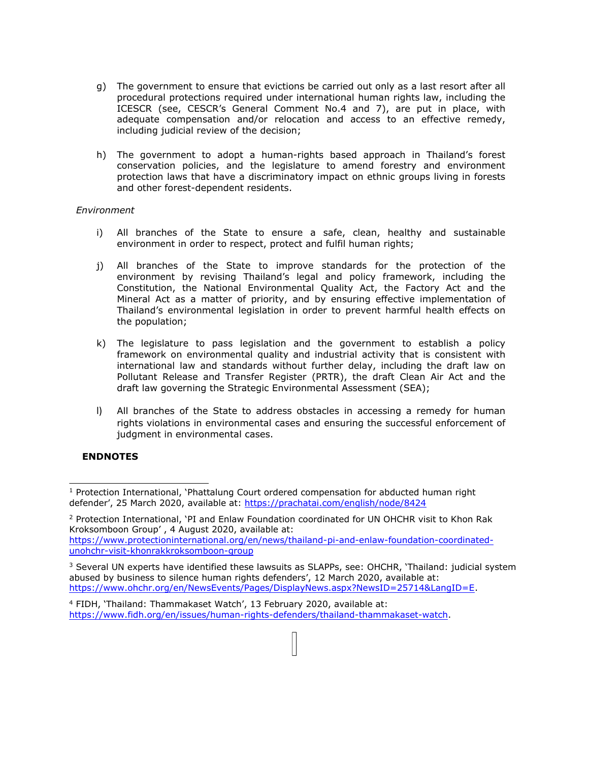g) The government to ensure that evictions be carried out only as a last resort after all procedural protections required under international human rights law, including the ICESCR (see, CESCR's General Comment No.4 and 7), are put in place, with adequate compensation and/or relocation and access to an effective remedy, including judicial review of the decision;

h) The government to adopt a human-rights based approach in Thailand's forest conservation policies, and the legislature to amend forestry and environment protection laws that have a discriminatory impact on ethnic groups living in forests and other forest-dependent residents.

*Environment*

i) All branches of the State to ensure a safe, clean, healthy and sustainable environment in order to respect, protect and fulfil human rights;

j) All branches of the State to improve standards for the protection of the environment by revising Thailand's legal and policy framework, including the Constitution, the National Environmental Quality Act, the Factory Act and the Mineral Act as a matter of priority, and by ensuring effective implementation of Thailand's environmental legislation in order to prevent harmful health effects on the population;

k) The legislature to pass legislation and the government to establish a policy framework on environmental quality and industrial activity that is consistent with international law and standards without further delay, including the draft law on Pollutant Release and Transfer Register (PRTR), the draft Clean Air Act and the draft law governing the Strategic Environmental Assessment (SEA);

l) All branches of the State to address obstacles in accessing a remedy for human rights violations in environmental cases and ensuring the successful enforcement of judgment in environmental cases.

**ENDNOTES**

[1] Protection International, 'Phattalung Court ordered compensation for abducted human right defender', 25 March 2020, available at: https://prachatai.com/english/node/8424

[2] Protection International, 'PI and Enlaw Foundation coordinated for UN OHCHR visit to Khon Rak Kroksomboon Group' , 4 August 2020, available at: https://www.protectioninternational.org/en/news/thailand-pi-and-enlaw-foundation-coordinated-unohchr-visit-khonrakkroksomboon-group

[3] Several UN experts have identified these lawsuits as SLAPPs, see: OHCHR, 'Thailand: judicial system abused by business to silence human rights defenders', 12 March 2020, available at: https://www.ohchr.org/en/NewsEvents/Pages/DisplayNews.aspx?NewsID=25714&LangID=E.

[4] FIDH, 'Thailand: Thammakaset Watch', 13 February 2020, available at: https://www.fidh.org/en/issues/human-rights-defenders/thailand-thammakaset-watch.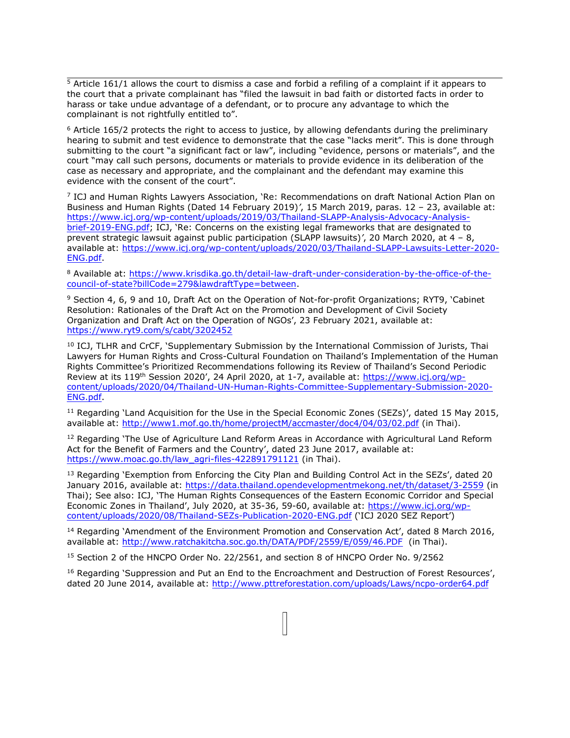[5] Article 161/1 allows the court to dismiss a case and forbid a refiling of a complaint if it appears to the court that a private complainant has "filed the lawsuit in bad faith or distorted facts in order to harass or take undue advantage of a defendant, or to procure any advantage to which the complainant is not rightfully entitled to".

[6] Article 165/2 protects the right to access to justice, by allowing defendants during the preliminary hearing to submit and test evidence to demonstrate that the case "lacks merit". This is done through submitting to the court "a significant fact or law", including "evidence, persons or materials", and the court "may call such persons, documents or materials to provide evidence in its deliberation of the case as necessary and appropriate, and the complainant and the defendant may examine this evidence with the consent of the court".

[7] ICJ and Human Rights Lawyers Association, 'Re: Recommendations on draft National Action Plan on Business and Human Rights (Dated 14 February 2019)', 15 March 2019, paras. 12 – 23, available at: https://www.icj.org/wp-content/uploads/2019/03/Thailand-SLAPP-Analysis-Advocacy-Analysis-brief-2019-ENG.pdf; ICJ, 'Re: Concerns on the existing legal frameworks that are designated to prevent strategic lawsuit against public participation (SLAPP lawsuits)', 20 March 2020, at 4 – 8, available at: https://www.icj.org/wp-content/uploads/2020/03/Thailand-SLAPP-Lawsuits-Letter-2020-ENG.pdf.

[8] Available at: https://www.krisdika.go.th/detail-law-draft-under-consideration-by-the-office-of-the-council-of-state?billCode=279&lawdraftType=between.

[9] Section 4, 6, 9 and 10, Draft Act on the Operation of Not-for-profit Organizations; RYT9, 'Cabinet Resolution: Rationales of the Draft Act on the Promotion and Development of Civil Society Organization and Draft Act on the Operation of NGOs', 23 February 2021, available at: https://www.ryt9.com/s/cabt/3202452

[10] ICJ, TLHR and CrCF, 'Supplementary Submission by the International Commission of Jurists, Thai Lawyers for Human Rights and Cross-Cultural Foundation on Thailand's Implementation of the Human Rights Committee's Prioritized Recommendations following its Review of Thailand's Second Periodic Review at its 119th Session 2020', 24 April 2020, at 1-7, available at: https://www.icj.org/wp-content/uploads/2020/04/Thailand-UN-Human-Rights-Committee-Supplementary-Submission-2020-ENG.pdf.

[11] Regarding 'Land Acquisition for the Use in the Special Economic Zones (SEZs)', dated 15 May 2015, available at: http://www1.mof.go.th/home/projectM/accmaster/doc4/04/03/02.pdf (in Thai).

[12] Regarding 'The Use of Agriculture Land Reform Areas in Accordance with Agricultural Land Reform Act for the Benefit of Farmers and the Country', dated 23 June 2017, available at: https://www.moac.go.th/law_agri-files-422891791121 (in Thai).

[13] Regarding 'Exemption from Enforcing the City Plan and Building Control Act in the SEZs', dated 20 January 2016, available at: https://data.thailand.opendevelopmentmekong.net/th/dataset/3-2559 (in Thai); See also: ICJ, 'The Human Rights Consequences of the Eastern Economic Corridor and Special Economic Zones in Thailand', July 2020, at 35-36, 59-60, available at: https://www.icj.org/wp-content/uploads/2020/08/Thailand-SEZs-Publication-2020-ENG.pdf ('ICJ 2020 SEZ Report')

[14] Regarding 'Amendment of the Environment Promotion and Conservation Act', dated 8 March 2016, available at: http://www.ratchakitcha.soc.go.th/DATA/PDF/2559/E/059/46.PDF (in Thai).

[15] Section 2 of the HNCPO Order No. 22/2561, and section 8 of HNCPO Order No. 9/2562

[16] Regarding 'Suppression and Put an End to the Encroachment and Destruction of Forest Resources', dated 20 June 2014, available at: http://www.pttreforestation.com/uploads/Laws/ncpo-order64.pdf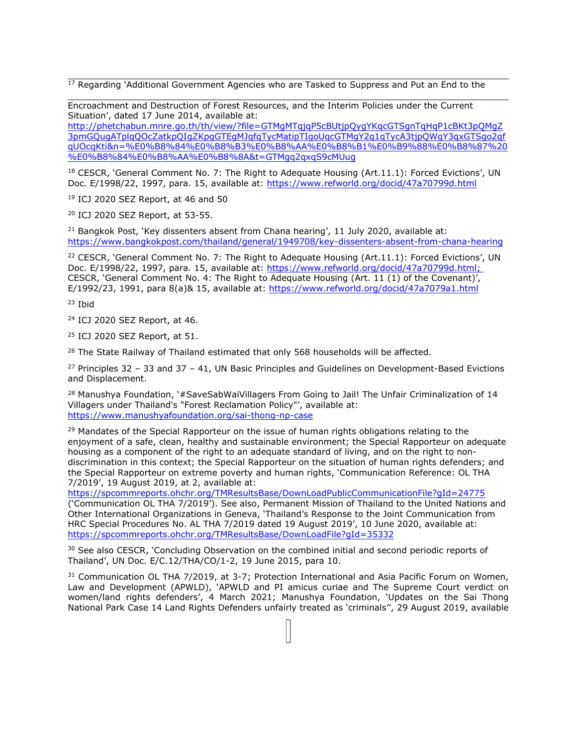[17] Regarding 'Additional Government Agencies who are Tasked to Suppress and Put an End to the Encroachment and Destruction of Forest Resources, and the Interim Policies under the Current Situation', dated 17 June 2014, available at: http://phetchabun.mnre.go.th/th/view/?file=GTMgMTqjqP5cBUtjpQygYKqcGTSgnTqHqP1cBKt3pQMgZ3pmGQugATplqQOcZatkpQIgZKpgGTEgMJqfqTycMatipTIgoUqcGTMgY2q1qTycA3tjpQWgY3qxGTSgo2qfqUOcqKti&n=%E0%B8%84%E0%B8%B3%E0%B8%AA%E0%B8%B1%E0%B9%88%E0%B8%87%20%E0%B8%84%E0%B8%AA%E0%B8%8A&t=GTMgq2qxqS9cMUug

[18] CESCR, 'General Comment No. 7: The Right to Adequate Housing (Art.11.1): Forced Evictions', UN Doc. E/1998/22, 1997, para. 15, available at: https://www.refworld.org/docid/47a70799d.html

[19] ICJ 2020 SEZ Report, at 46 and 50

[20] ICJ 2020 SEZ Report, at 53-55.

[21] Bangkok Post, 'Key dissenters absent from Chana hearing', 11 July 2020, available at: https://www.bangkokpost.com/thailand/general/1949708/key-dissenters-absent-from-chana-hearing

[22] CESCR, 'General Comment No. 7: The Right to Adequate Housing (Art.11.1): Forced Evictions', UN Doc. E/1998/22, 1997, para. 15, available at: https://www.refworld.org/docid/47a70799d.html; CESCR, 'General Comment No. 4: The Right to Adequate Housing (Art. 11 (1) of the Covenant)', E/1992/23, 1991, para 8(a)& 15, available at: https://www.refworld.org/docid/47a7079a1.html

[23] Ibid

[24] ICJ 2020 SEZ Report, at 46.

[25] ICJ 2020 SEZ Report, at 51.

[26] The State Railway of Thailand estimated that only 568 households will be affected.

[27] Principles 32 – 33 and 37 – 41, UN Basic Principles and Guidelines on Development-Based Evictions and Displacement.

[28] Manushya Foundation, '#SaveSabWaiVillagers From Going to Jail! The Unfair Criminalization of 14 Villagers under Thailand's "Forest Reclamation Policy"', available at: https://www.manushyafoundation.org/sai-thong-np-case

[29] Mandates of the Special Rapporteur on the issue of human rights obligations relating to the enjoyment of a safe, clean, healthy and sustainable environment; the Special Rapporteur on adequate housing as a component of the right to an adequate standard of living, and on the right to non-discrimination in this context; the Special Rapporteur on the situation of human rights defenders; and the Special Rapporteur on extreme poverty and human rights, 'Communication Reference: OL THA 7/2019', 19 August 2019, at 2, available at: https://spcommreports.ohchr.org/TMResultsBase/DownLoadPublicCommunicationFile?gId=24775 ('Communication OL THA 7/2019'). See also, Permanent Mission of Thailand to the United Nations and Other International Organizations in Geneva, 'Thailand's Response to the Joint Communication from HRC Special Procedures No. AL THA 7/2019 dated 19 August 2019', 10 June 2020, available at: https://spcommreports.ohchr.org/TMResultsBase/DownLoadFile?gId=35332

[30] See also CESCR, 'Concluding Observation on the combined initial and second periodic reports of Thailand', UN Doc. E/C.12/THA/CO/1-2, 19 June 2015, para 10.

[31] Communication OL THA 7/2019, at 3-7; Protection International and Asia Pacific Forum on Women, Law and Development (APWLD), 'APWLD and PI amicus curiae and The Supreme Court verdict on women/land rights defenders', 4 March 2021; Manushya Foundation, 'Updates on the Sai Thong National Park Case 14 Land Rights Defenders unfairly treated as 'criminals'', 29 August 2019, available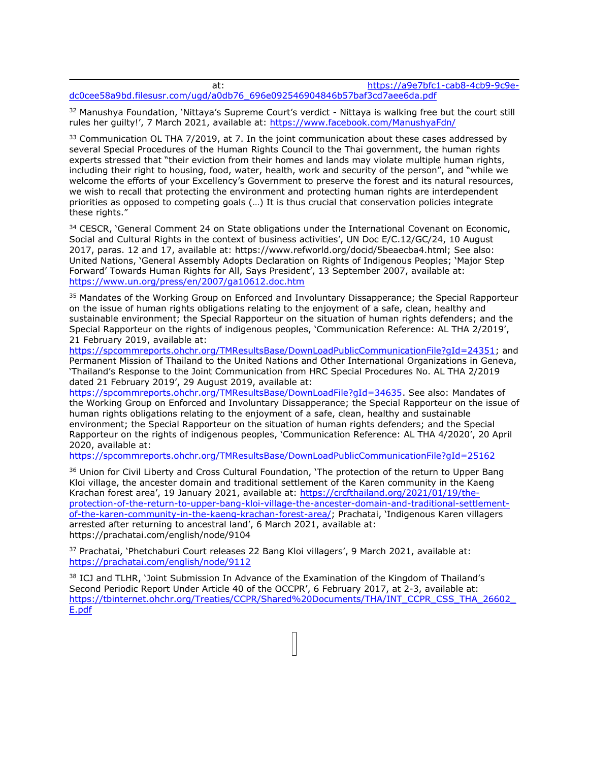at: https://a9e7bfc1-cab8-4cb9-9c9e-dc0cee58a9bd.filesusr.com/ugd/a0db76_696e092546904846b57baf3cd7aee6da.pdf

[32] Manushya Foundation, 'Nittaya's Supreme Court's verdict - Nittaya is walking free but the court still rules her guilty!', 7 March 2021, available at: https://www.facebook.com/ManushyaFdn/

[33] Communication OL THA 7/2019, at 7. In the joint communication about these cases addressed by several Special Procedures of the Human Rights Council to the Thai government, the human rights experts stressed that "their eviction from their homes and lands may violate multiple human rights, including their right to housing, food, water, health, work and security of the person", and "while we welcome the efforts of your Excellency's Government to preserve the forest and its natural resources, we wish to recall that protecting the environment and protecting human rights are interdependent priorities as opposed to competing goals (…) It is thus crucial that conservation policies integrate these rights."

[34] CESCR, 'General Comment 24 on State obligations under the International Covenant on Economic, Social and Cultural Rights in the context of business activities', UN Doc E/C.12/GC/24, 10 August 2017, paras. 12 and 17, available at: https://www.refworld.org/docid/5beaecba4.html; See also: United Nations, 'General Assembly Adopts Declaration on Rights of Indigenous Peoples; 'Major Step Forward' Towards Human Rights for All, Says President', 13 September 2007, available at: https://www.un.org/press/en/2007/ga10612.doc.htm

[35] Mandates of the Working Group on Enforced and Involuntary Dissapperance; the Special Rapporteur on the issue of human rights obligations relating to the enjoyment of a safe, clean, healthy and sustainable environment; the Special Rapporteur on the situation of human rights defenders; and the Special Rapporteur on the rights of indigenous peoples, 'Communication Reference: AL THA 2/2019', 21 February 2019, available at: https://spcommreports.ohchr.org/TMResultsBase/DownLoadPublicCommunicationFile?gId=24351; and Permanent Mission of Thailand to the United Nations and Other International Organizations in Geneva, 'Thailand's Response to the Joint Communication from HRC Special Procedures No. AL THA 2/2019 dated 21 February 2019', 29 August 2019, available at: https://spcommreports.ohchr.org/TMResultsBase/DownLoadFile?gId=34635. See also: Mandates of the Working Group on Enforced and Involuntary Dissapperance; the Special Rapporteur on the issue of human rights obligations relating to the enjoyment of a safe, clean, healthy and sustainable environment; the Special Rapporteur on the situation of human rights defenders; and the Special Rapporteur on the rights of indigenous peoples, 'Communication Reference: AL THA 4/2020', 20 April 2020, available at: https://spcommreports.ohchr.org/TMResultsBase/DownLoadPublicCommunicationFile?gId=25162

[36] Union for Civil Liberty and Cross Cultural Foundation, 'The protection of the return to Upper Bang Kloi village, the ancester domain and traditional settlement of the Karen community in the Kaeng Krachan forest area', 19 January 2021, available at: https://crcfthailand.org/2021/01/19/the-protection-of-the-return-to-upper-bang-kloi-village-the-ancester-domain-and-traditional-settlement-of-the-karen-community-in-the-kaeng-krachan-forest-area/; Prachatai, 'Indigenous Karen villagers arrested after returning to ancestral land', 6 March 2021, available at: https://prachatai.com/english/node/9104

[37] Prachatai, 'Phetchaburi Court releases 22 Bang Kloi villagers', 9 March 2021, available at: https://prachatai.com/english/node/9112

[38] ICJ and TLHR, 'Joint Submission In Advance of the Examination of the Kingdom of Thailand's Second Periodic Report Under Article 40 of the OCCPR', 6 February 2017, at 2-3, available at: https://tbinternet.ohchr.org/Treaties/CCPR/Shared%20Documents/THA/INT_CCPR_CSS_THA_26602_E.pdf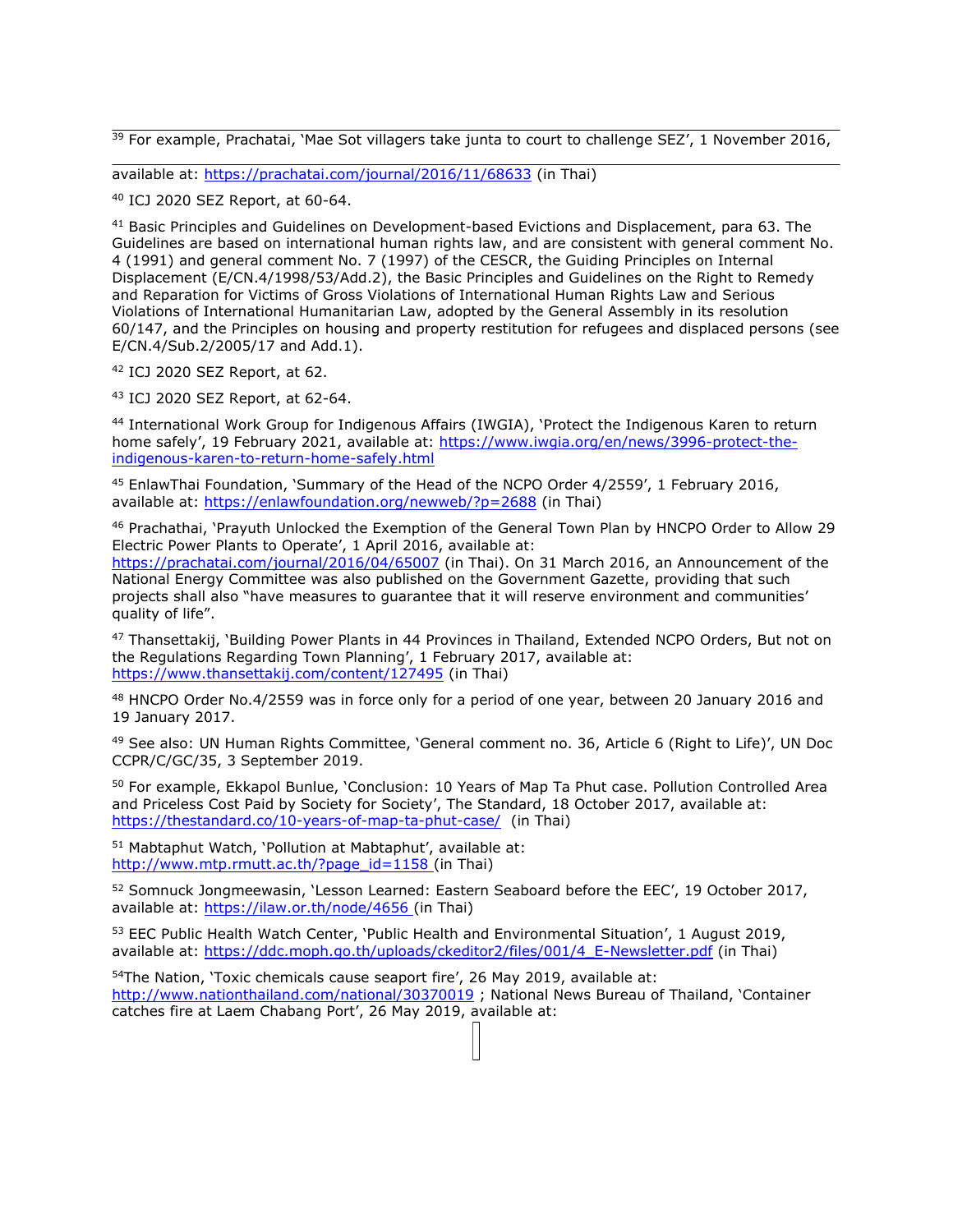[39] For example, Prachatai, 'Mae Sot villagers take junta to court to challenge SEZ', 1 November 2016, available at: https://prachatai.com/journal/2016/11/68633 (in Thai)

[40] ICJ 2020 SEZ Report, at 60-64.

[41] Basic Principles and Guidelines on Development-based Evictions and Displacement, para 63. The Guidelines are based on international human rights law, and are consistent with general comment No. 4 (1991) and general comment No. 7 (1997) of the CESCR, the Guiding Principles on Internal Displacement (E/CN.4/1998/53/Add.2), the Basic Principles and Guidelines on the Right to Remedy and Reparation for Victims of Gross Violations of International Human Rights Law and Serious Violations of International Humanitarian Law, adopted by the General Assembly in its resolution 60/147, and the Principles on housing and property restitution for refugees and displaced persons (see E/CN.4/Sub.2/2005/17 and Add.1).

[42] ICJ 2020 SEZ Report, at 62.

[43] ICJ 2020 SEZ Report, at 62-64.

[44] International Work Group for Indigenous Affairs (IWGIA), 'Protect the Indigenous Karen to return home safely', 19 February 2021, available at: https://www.iwgia.org/en/news/3996-protect-the-indigenous-karen-to-return-home-safely.html

[45] EnlawThai Foundation, 'Summary of the Head of the NCPO Order 4/2559', 1 February 2016, available at: https://enlawfoundation.org/newweb/?p=2688 (in Thai)

[46] Prachathai, 'Prayuth Unlocked the Exemption of the General Town Plan by HNCPO Order to Allow 29 Electric Power Plants to Operate', 1 April 2016, available at: https://prachatai.com/journal/2016/04/65007 (in Thai). On 31 March 2016, an Announcement of the National Energy Committee was also published on the Government Gazette, providing that such projects shall also "have measures to guarantee that it will reserve environment and communities' quality of life".

[47] Thansettakij, 'Building Power Plants in 44 Provinces in Thailand, Extended NCPO Orders, But not on the Regulations Regarding Town Planning', 1 February 2017, available at: https://www.thansettakij.com/content/127495 (in Thai)

[48] HNCPO Order No.4/2559 was in force only for a period of one year, between 20 January 2016 and 19 January 2017.

[49] See also: UN Human Rights Committee, 'General comment no. 36, Article 6 (Right to Life)', UN Doc CCPR/C/GC/35, 3 September 2019.

[50] For example, Ekkapol Bunlue, 'Conclusion: 10 Years of Map Ta Phut case. Pollution Controlled Area and Priceless Cost Paid by Society for Society', The Standard, 18 October 2017, available at: https://thestandard.co/10-years-of-map-ta-phut-case/ (in Thai)

[51] Mabtaphut Watch, 'Pollution at Mabtaphut', available at: http://www.mtp.rmutt.ac.th/?page_id=1158 (in Thai)

[52] Somnuck Jongmeewasin, 'Lesson Learned: Eastern Seaboard before the EEC', 19 October 2017, available at: https://ilaw.or.th/node/4656 (in Thai)

[53] EEC Public Health Watch Center, 'Public Health and Environmental Situation', 1 August 2019, available at: https://ddc.moph.go.th/uploads/ckeditor2/files/001/4_E-Newsletter.pdf (in Thai)

[54] The Nation, 'Toxic chemicals cause seaport fire', 26 May 2019, available at: http://www.nationthailand.com/national/30370019 ; National News Bureau of Thailand, 'Container catches fire at Laem Chabang Port', 26 May 2019, available at: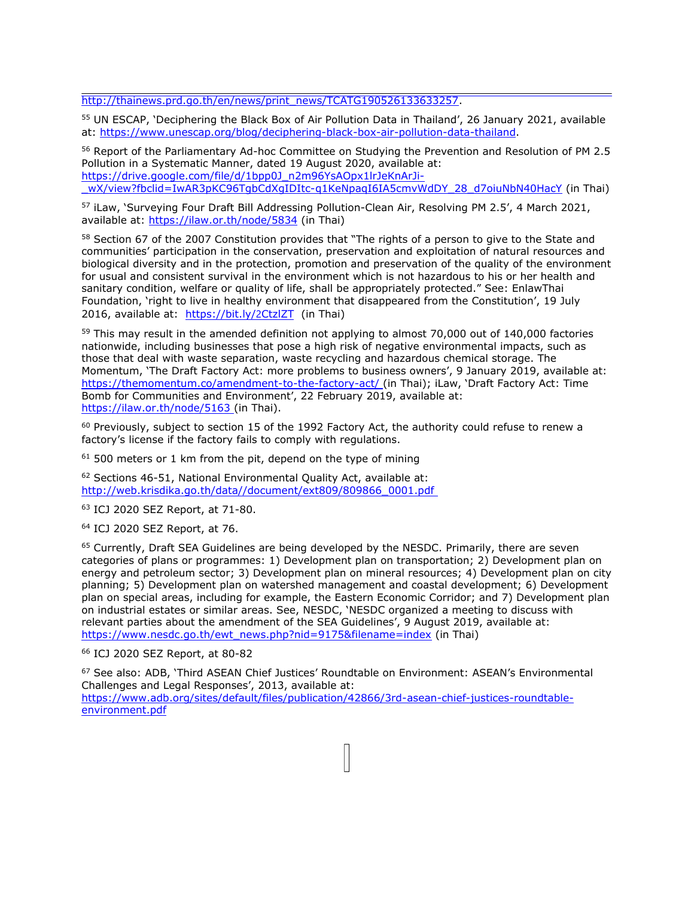http://thainews.prd.go.th/en/news/print_news/TCATG190526133633257.

[55] UN ESCAP, 'Deciphering the Black Box of Air Pollution Data in Thailand', 26 January 2021, available at: https://www.unescap.org/blog/deciphering-black-box-air-pollution-data-thailand.

[56] Report of the Parliamentary Ad-hoc Committee on Studying the Prevention and Resolution of PM 2.5 Pollution in a Systematic Manner, dated 19 August 2020, available at: https://drive.google.com/file/d/1bpp0J_n2m96YsAOpx1lrJeKnArJi-_wX/view?fbclid=IwAR3pKC96TgbCdXgIDItc-q1KeNpaqI6IA5cmvWdDY_28_d7oiuNbN40HacY (in Thai)

[57] iLaw, 'Surveying Four Draft Bill Addressing Pollution-Clean Air, Resolving PM 2.5', 4 March 2021, available at: https://ilaw.or.th/node/5834 (in Thai)

[58] Section 67 of the 2007 Constitution provides that "The rights of a person to give to the State and communities' participation in the conservation, preservation and exploitation of natural resources and biological diversity and in the protection, promotion and preservation of the quality of the environment for usual and consistent survival in the environment which is not hazardous to his or her health and sanitary condition, welfare or quality of life, shall be appropriately protected." See: EnlawThai Foundation, 'right to live in healthy environment that disappeared from the Constitution', 19 July 2016, available at: https://bit.ly/2CtzlZT (in Thai)

[59] This may result in the amended definition not applying to almost 70,000 out of 140,000 factories nationwide, including businesses that pose a high risk of negative environmental impacts, such as those that deal with waste separation, waste recycling and hazardous chemical storage. The Momentum, 'The Draft Factory Act: more problems to business owners', 9 January 2019, available at: https://themomentum.co/amendment-to-the-factory-act/ (in Thai); iLaw, 'Draft Factory Act: Time Bomb for Communities and Environment', 22 February 2019, available at: https://ilaw.or.th/node/5163 (in Thai).

[60] Previously, subject to section 15 of the 1992 Factory Act, the authority could refuse to renew a factory's license if the factory fails to comply with regulations.

[61] 500 meters or 1 km from the pit, depend on the type of mining

[62] Sections 46-51, National Environmental Quality Act, available at: http://web.krisdika.go.th/data//document/ext809/809866_0001.pdf

[63] ICJ 2020 SEZ Report, at 71-80.

[64] ICJ 2020 SEZ Report, at 76.

[65] Currently, Draft SEA Guidelines are being developed by the NESDC. Primarily, there are seven categories of plans or programmes: 1) Development plan on transportation; 2) Development plan on energy and petroleum sector; 3) Development plan on mineral resources; 4) Development plan on city planning; 5) Development plan on watershed management and coastal development; 6) Development plan on special areas, including for example, the Eastern Economic Corridor; and 7) Development plan on industrial estates or similar areas. See, NESDC, 'NESDC organized a meeting to discuss with relevant parties about the amendment of the SEA Guidelines', 9 August 2019, available at: https://www.nesdc.go.th/ewt_news.php?nid=9175&filename=index (in Thai)

[66] ICJ 2020 SEZ Report, at 80-82

[67] See also: ADB, 'Third ASEAN Chief Justices' Roundtable on Environment: ASEAN's Environmental Challenges and Legal Responses', 2013, available at: https://www.adb.org/sites/default/files/publication/42866/3rd-asean-chief-justices-roundtable-environment.pdf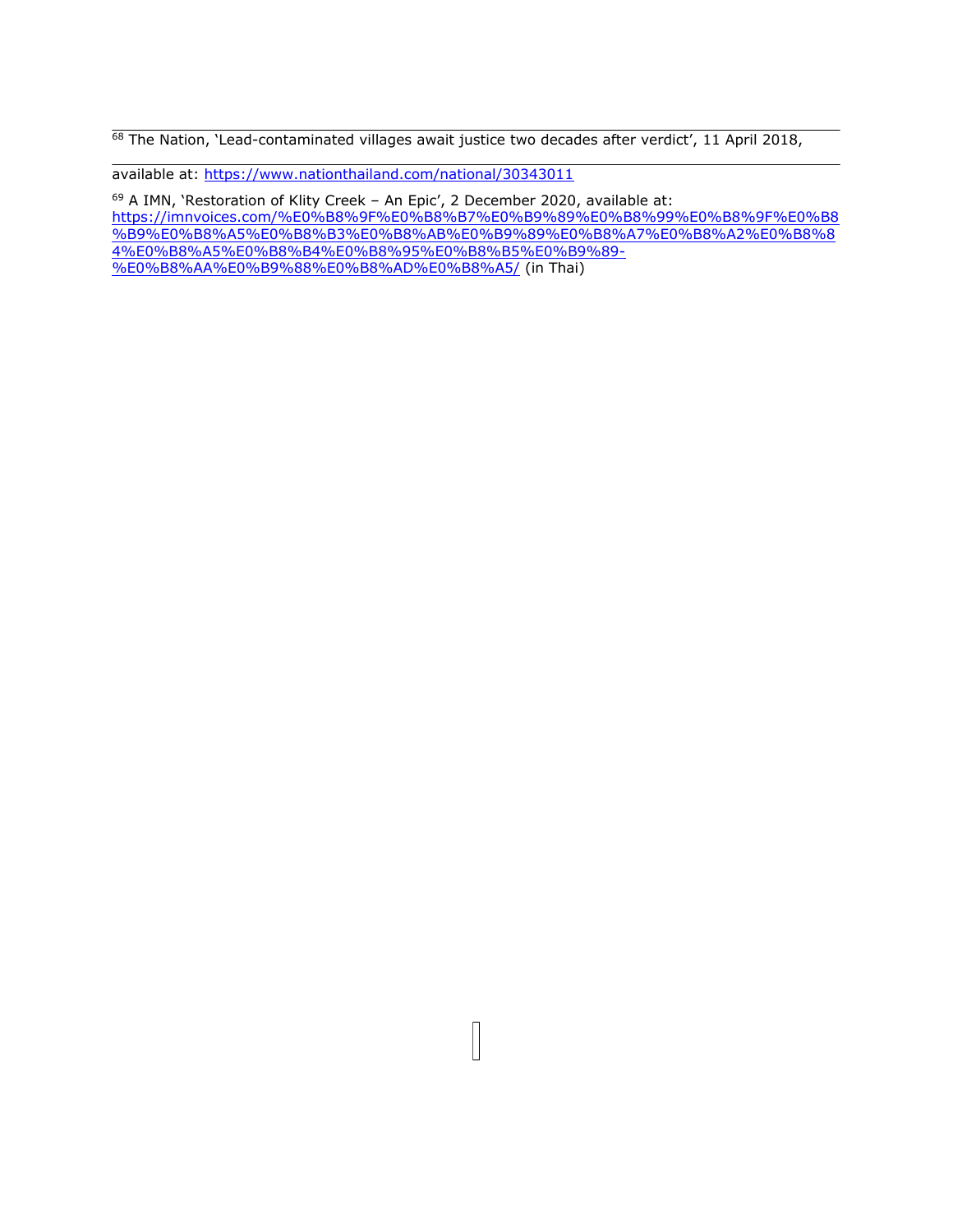[68] The Nation, 'Lead-contaminated villages await justice two decades after verdict', 11 April 2018, available at: https://www.nationthailand.com/national/30343011

[69] A IMN, 'Restoration of Klity Creek – An Epic', 2 December 2020, available at: https://imnvoices.com/%E0%B8%9F%E0%B8%B7%E0%B9%89%E0%B8%99%E0%B8%9F%E0%B8%B9%E0%B8%A5%E0%B8%B3%E0%B8%AB%E0%B9%89%E0%B8%A7%E0%B8%A2%E0%B8%84%E0%B8%A5%E0%B8%B4%E0%B8%95%E0%B8%B5%E0%B9%89-%E0%B8%AA%E0%B9%88%E0%B8%AD%E0%B8%A5/ (in Thai)